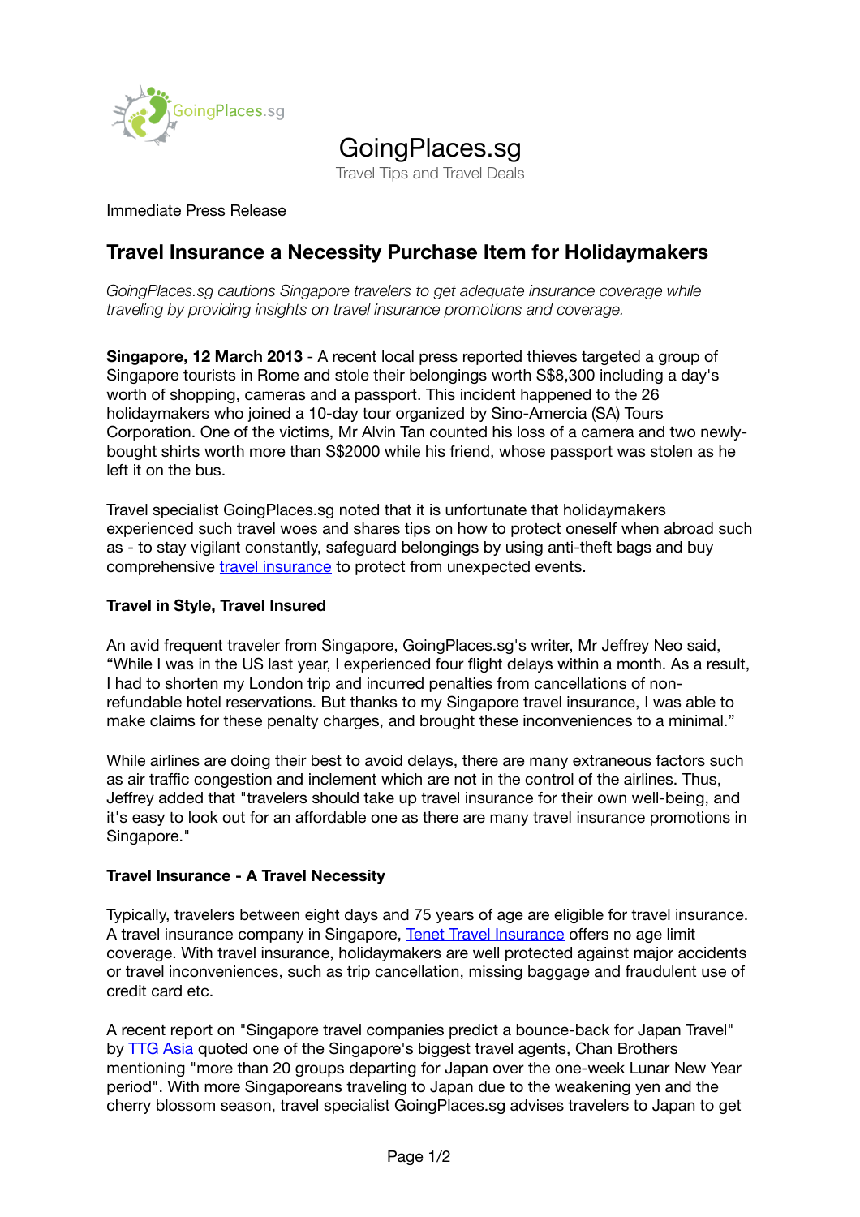# GoingPlaces.sg

Travel Tips and Travel Deals

Immediate Press Release

## Travel Insurance a Necessity Purchase Item for Holidaymakers

*GoingPlaces.sg cautions Singapore travelers to get adequate insurance coverage while traveling by providing insights on travel insurance promotions and coverage.*

**Singapore, 12 March 2013** - A recent local press reported thieves targeted a group of Singapore tourists in Rome and stole their belongings worth S$8,300 including a day's worth of shopping, cameras and a passport. This incident happened to the 26 holidaymakers who joined a 10-day tour organized by Sino-Amercia (SA) Tours Corporation. One of the victims, Mr Alvin Tan counted his loss of a camera and two newly-bought shirts worth more than S$2000 while his friend, whose passport was stolen as he left it on the bus.

Travel specialist GoingPlaces.sg noted that it is unfortunate that holidaymakers experienced such travel woes and shares tips on how to protect oneself when abroad such as - to stay vigilant constantly, safeguard belongings by using anti-theft bags and buy comprehensive [travel insurance] to protect from unexpected events.

### Travel in Style, Travel Insured

An avid frequent traveler from Singapore, GoingPlaces.sg's writer, Mr Jeffrey Neo said, "While I was in the US last year, I experienced four flight delays within a month. As a result, I had to shorten my London trip and incurred penalties from cancellations of non-refundable hotel reservations. But thanks to my Singapore travel insurance, I was able to make claims for these penalty charges, and brought these inconveniences to a minimal."

While airlines are doing their best to avoid delays, there are many extraneous factors such as air traffic congestion and inclement which are not in the control of the airlines. Thus, Jeffrey added that "travelers should take up travel insurance for their own well-being, and it's easy to look out for an affordable one as there are many travel insurance promotions in Singapore."

### Travel Insurance - A Travel Necessity

Typically, travelers between eight days and 75 years of age are eligible for travel insurance. A travel insurance company in Singapore, [Tenet Travel Insurance] offers no age limit coverage. With travel insurance, holidaymakers are well protected against major accidents or travel inconveniences, such as trip cancellation, missing baggage and fraudulent use of credit card etc.

A recent report on "Singapore travel companies predict a bounce-back for Japan Travel" by [TTG Asia] quoted one of the Singapore's biggest travel agents, Chan Brothers mentioning "more than 20 groups departing for Japan over the one-week Lunar New Year period". With more Singaporeans traveling to Japan due to the weakening yen and the cherry blossom season, travel specialist GoingPlaces.sg advises travelers to Japan to get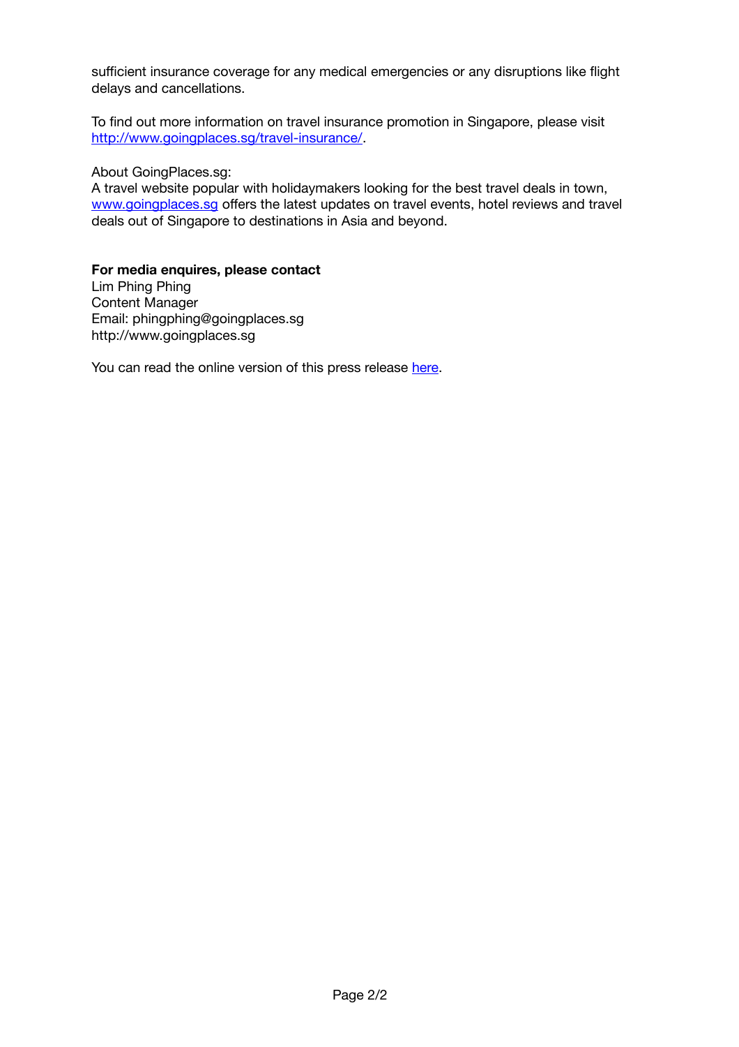sufficient insurance coverage for any medical emergencies or any disruptions like flight delays and cancellations.

To find out more information on travel insurance promotion in Singapore, please visit [http://www.goingplaces.sg/travel-insurance/](http://www.goingplaces.sg/travel-insurance/).

About GoingPlaces.sg:
A travel website popular with holidaymakers looking for the best travel deals in town, [www.goingplaces.sg](http://www.goingplaces.sg) offers the latest updates on travel events, hotel reviews and travel deals out of Singapore to destinations in Asia and beyond.

**For media enquires, please contact**
Lim Phing Phing
Content Manager
Email: phingphing@goingplaces.sg
http://www.goingplaces.sg

You can read the online version of this press release here.